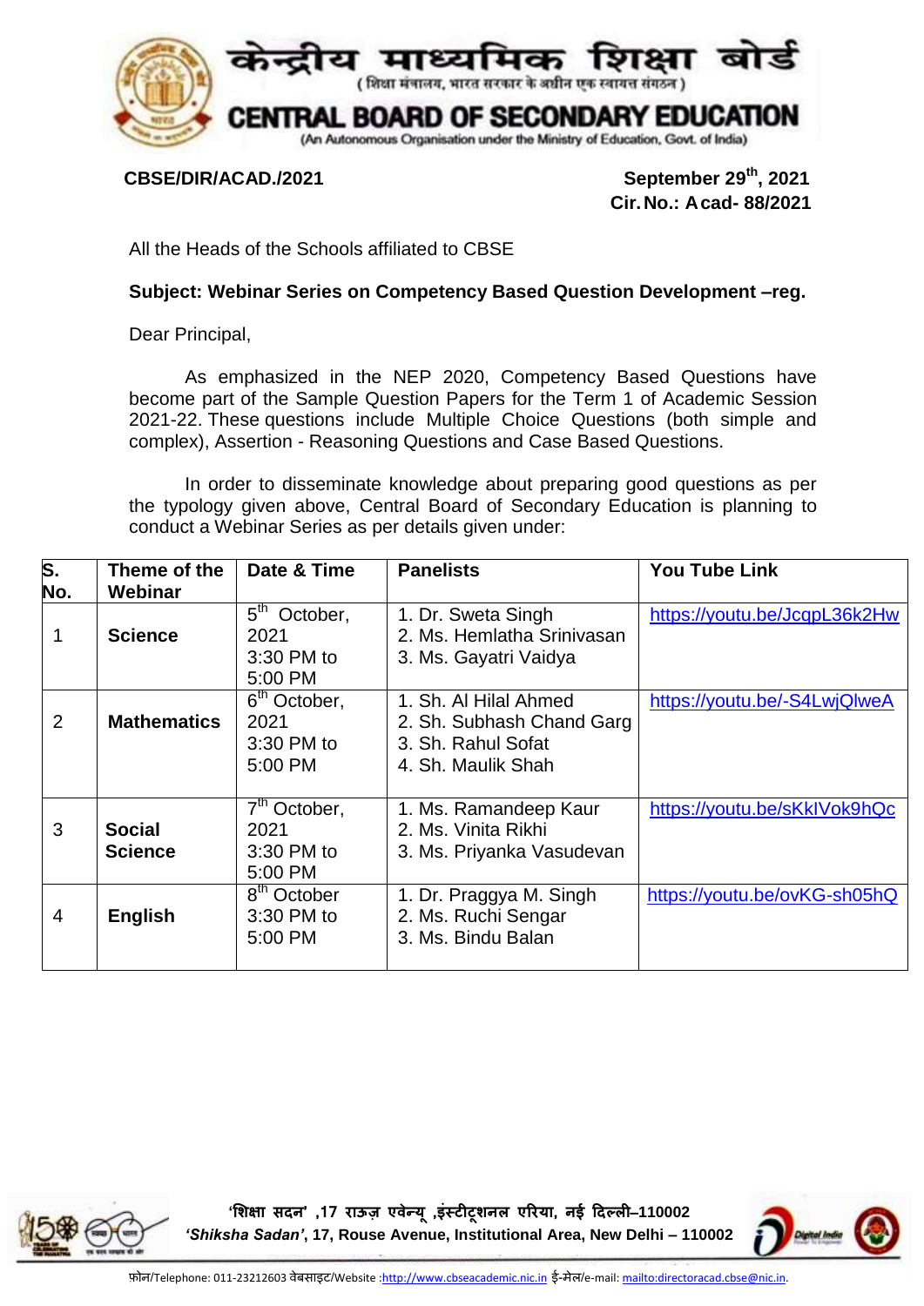# केन्द्रीय माध्यमिक शिक्षा बोर्ड

( शिक्षा मंत्रालय, भारत सरकार के अधीन एक स्वायत्त संगठन )

# CENTRAL BOARD OF SECONDARY EDUCATION

(An Autonomous Organisation under the Ministry of Education, Govt. of India)

**CBSE/DIR/ACAD./2021**

**September 29th, 2021**
**Cir. No.: Acad- 88/2021**

All the Heads of the Schools affiliated to CBSE

**Subject: Webinar Series on Competency Based Question Development –reg.**

Dear Principal,

As emphasized in the NEP 2020, Competency Based Questions have become part of the Sample Question Papers for the Term 1 of Academic Session 2021-22. These questions include Multiple Choice Questions (both simple and complex), Assertion - Reasoning Questions and Case Based Questions.

In order to disseminate knowledge about preparing good questions as per the typology given above, Central Board of Secondary Education is planning to conduct a Webinar Series as per details given under:

| S. No. | Theme of the Webinar | Date & Time | Panelists | You Tube Link |
|---|---|---|---|---|
| 1 | **Science** | 5th October, 2021 3:30 PM to 5:00 PM | 1. Dr. Sweta Singh<br>2. Ms. Hemlatha Srinivasan<br>3. Ms. Gayatri Vaidya | https://youtu.be/JcqpL36k2Hw |
| 2 | **Mathematics** | 6th October, 2021 3:30 PM to 5:00 PM | 1. Sh. Al Hilal Ahmed<br>2. Sh. Subhash Chand Garg<br>3. Sh. Rahul Sofat<br>4. Sh. Maulik Shah | https://youtu.be/-S4LwjQlweA |
| 3 | **Social Science** | 7th October, 2021 3:30 PM to 5:00 PM | 1. Ms. Ramandeep Kaur<br>2. Ms. Vinita Rikhi<br>3. Ms. Priyanka Vasudevan | https://youtu.be/sKkIVok9hQc |
| 4 | **English** | 8th October 3:30 PM to 5:00 PM | 1. Dr. Praggya M. Singh<br>2. Ms. Ruchi Sengar<br>3. Ms. Bindu Balan | https://youtu.be/ovKG-sh05hQ |

**'शिक्षा सदन' ,17 राऊज़ एवेन्यू ,इंस्टीटूशनल एरिया, नई दिल्ली–110002**
***'Shiksha Sadan'*, 17, Rouse Avenue, Institutional Area, New Delhi – 110002**

फ़ोन/Telephone: 011-23212603 वेबसाइट/Website :http://www.cbseacademic.nic.in ई-मेल/e-mail: mailto:directoracad.cbse@nic.in.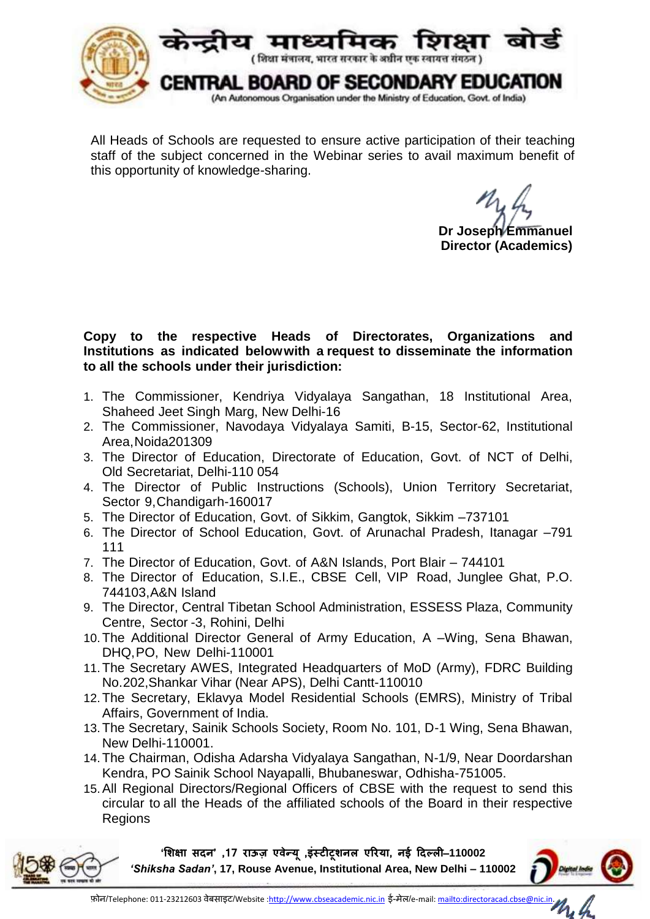All Heads of Schools are requested to ensure active participation of their teaching staff of the subject concerned in the Webinar series to avail maximum benefit of this opportunity of knowledge-sharing.

**Dr Joseph Emmanuel**
**Director (Academics)**

**Copy to the respective Heads of Directorates, Organizations and Institutions as indicated belowwith a request to disseminate the information to all the schools under their jurisdiction:**

1. The Commissioner, Kendriya Vidyalaya Sangathan, 18 Institutional Area, Shaheed Jeet Singh Marg, New Delhi-16
2. The Commissioner, Navodaya Vidyalaya Samiti, B-15, Sector-62, Institutional Area,Noida201309
3. The Director of Education, Directorate of Education, Govt. of NCT of Delhi, Old Secretariat, Delhi-110 054
4. The Director of Public Instructions (Schools), Union Territory Secretariat, Sector 9,Chandigarh-160017
5. The Director of Education, Govt. of Sikkim, Gangtok, Sikkim –737101
6. The Director of School Education, Govt. of Arunachal Pradesh, Itanagar –791 111
7. The Director of Education, Govt. of A&N Islands, Port Blair – 744101
8. The Director of Education, S.I.E., CBSE Cell, VIP Road, Junglee Ghat, P.O. 744103,A&N Island
9. The Director, Central Tibetan School Administration, ESSESS Plaza, Community Centre, Sector -3, Rohini, Delhi
10. The Additional Director General of Army Education, A –Wing, Sena Bhawan, DHQ,PO, New Delhi-110001
11. The Secretary AWES, Integrated Headquarters of MoD (Army), FDRC Building No.202,Shankar Vihar (Near APS), Delhi Cantt-110010
12. The Secretary, Eklavya Model Residential Schools (EMRS), Ministry of Tribal Affairs, Government of India.
13. The Secretary, Sainik Schools Society, Room No. 101, D-1 Wing, Sena Bhawan, New Delhi-110001.
14. The Chairman, Odisha Adarsha Vidyalaya Sangathan, N-1/9, Near Doordarshan Kendra, PO Sainik School Nayapalli, Bhubaneswar, Odhisha-751005.
15. All Regional Directors/Regional Officers of CBSE with the request to send this circular to all the Heads of the affiliated schools of the Board in their respective Regions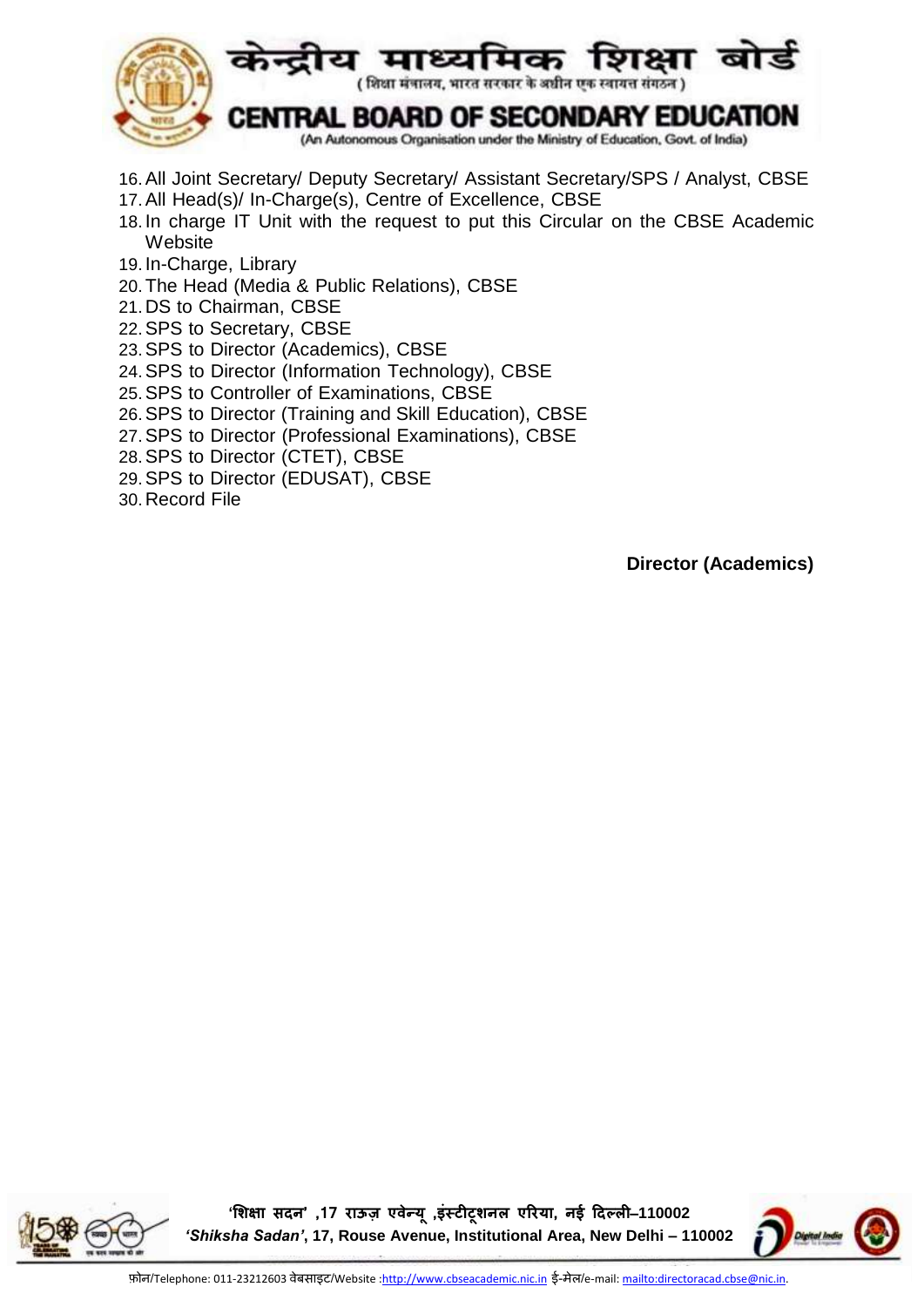16. All Joint Secretary/ Deputy Secretary/ Assistant Secretary/SPS / Analyst, CBSE
17. All Head(s)/ In-Charge(s), Centre of Excellence, CBSE
18. In charge IT Unit with the request to put this Circular on the CBSE Academic Website
19. In-Charge, Library
20. The Head (Media & Public Relations), CBSE
21. DS to Chairman, CBSE
22. SPS to Secretary, CBSE
23. SPS to Director (Academics), CBSE
24. SPS to Director (Information Technology), CBSE
25. SPS to Controller of Examinations, CBSE
26. SPS to Director (Training and Skill Education), CBSE
27. SPS to Director (Professional Examinations), CBSE
28. SPS to Director (CTET), CBSE
29. SPS to Director (EDUSAT), CBSE
30. Record File

**Director (Academics)**